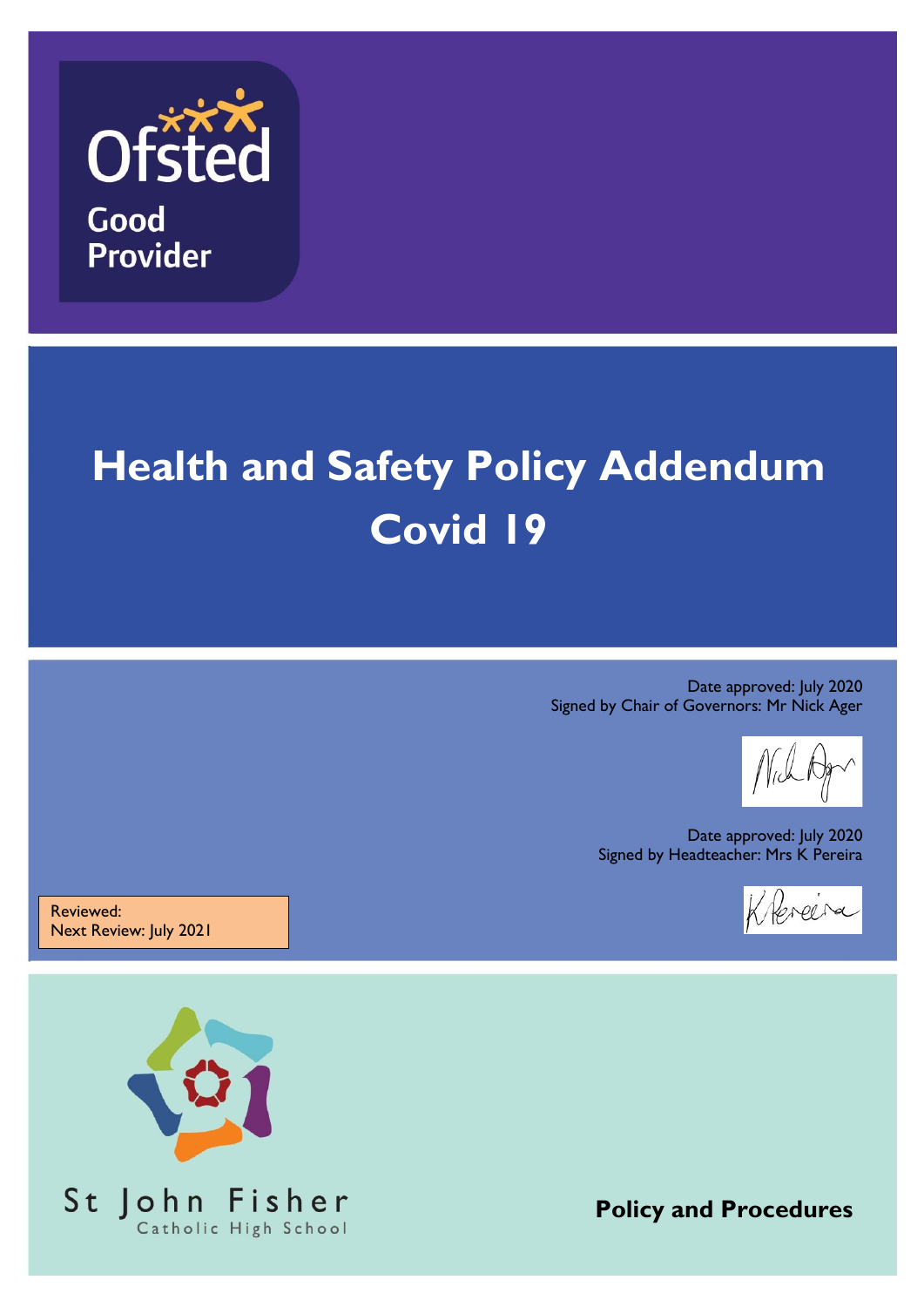Ofsted

Good Provider

# Health and Safety Policy Addendum Covid 19

Date approved: July 2020
Signed by Chair of Governors: Mr Nick Ager

Date approved: July 2020
Signed by Headteacher: Mrs K Pereira

Reviewed:
Next Review: July 2021

St John Fisher
Catholic High School

**Policy and Procedures**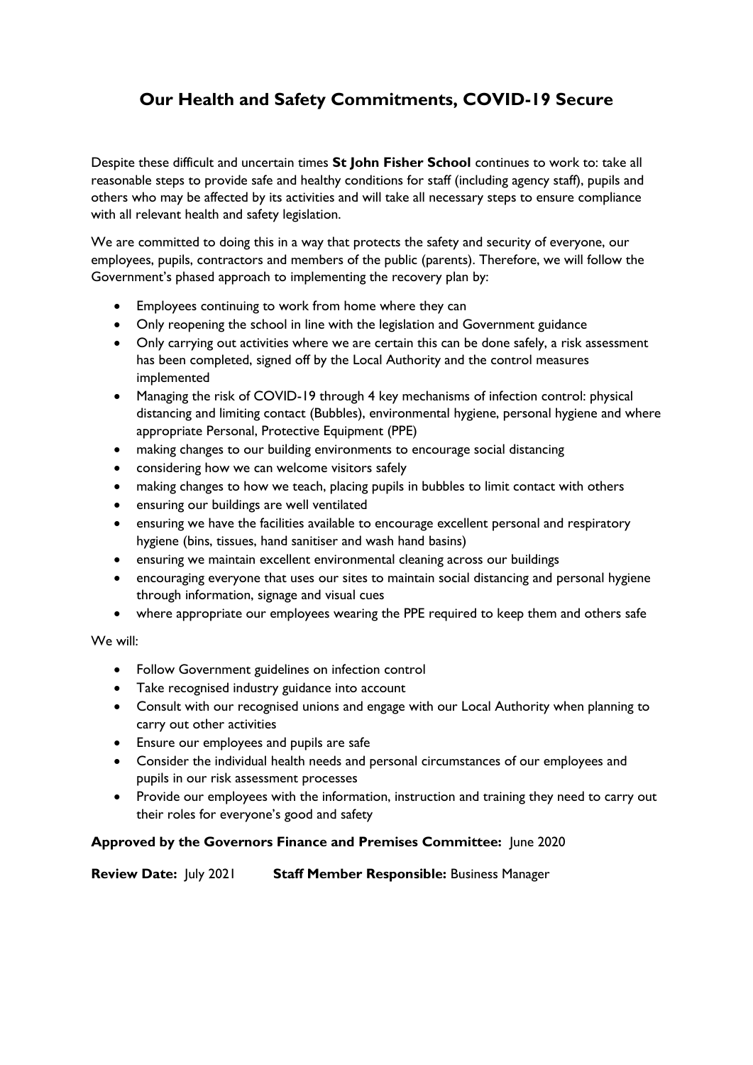# Our Health and Safety Commitments, COVID-19 Secure

Despite these difficult and uncertain times **St John Fisher School** continues to work to: take all reasonable steps to provide safe and healthy conditions for staff (including agency staff), pupils and others who may be affected by its activities and will take all necessary steps to ensure compliance with all relevant health and safety legislation.

We are committed to doing this in a way that protects the safety and security of everyone, our employees, pupils, contractors and members of the public (parents). Therefore, we will follow the Government's phased approach to implementing the recovery plan by:

- Employees continuing to work from home where they can
- Only reopening the school in line with the legislation and Government guidance
- Only carrying out activities where we are certain this can be done safely, a risk assessment has been completed, signed off by the Local Authority and the control measures implemented
- Managing the risk of COVID-19 through 4 key mechanisms of infection control: physical distancing and limiting contact (Bubbles), environmental hygiene, personal hygiene and where appropriate Personal, Protective Equipment (PPE)
- making changes to our building environments to encourage social distancing
- considering how we can welcome visitors safely
- making changes to how we teach, placing pupils in bubbles to limit contact with others
- ensuring our buildings are well ventilated
- ensuring we have the facilities available to encourage excellent personal and respiratory hygiene (bins, tissues, hand sanitiser and wash hand basins)
- ensuring we maintain excellent environmental cleaning across our buildings
- encouraging everyone that uses our sites to maintain social distancing and personal hygiene through information, signage and visual cues
- where appropriate our employees wearing the PPE required to keep them and others safe

We will:

- Follow Government guidelines on infection control
- Take recognised industry guidance into account
- Consult with our recognised unions and engage with our Local Authority when planning to carry out other activities
- Ensure our employees and pupils are safe
- Consider the individual health needs and personal circumstances of our employees and pupils in our risk assessment processes
- Provide our employees with the information, instruction and training they need to carry out their roles for everyone's good and safety

**Approved by the Governors Finance and Premises Committee:** June 2020

**Review Date:** July 2021 **Staff Member Responsible:** Business Manager